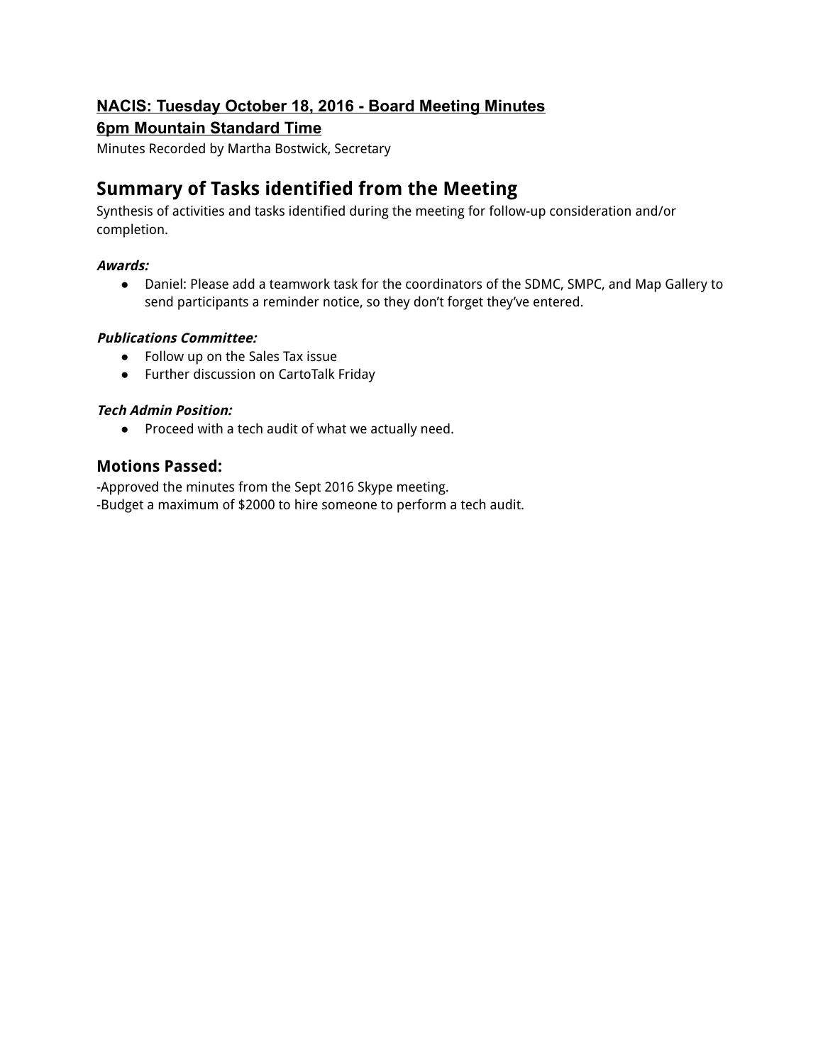**NACIS: Tuesday October 18, 2016 - Board Meeting Minutes**
**6pm Mountain Standard Time**

Minutes Recorded by Martha Bostwick, Secretary

# Summary of Tasks identified from the Meeting

Synthesis of activities and tasks identified during the meeting for follow-up consideration and/or completion.

***Awards:***

- Daniel: Please add a teamwork task for the coordinators of the SDMC, SMPC, and Map Gallery to send participants a reminder notice, so they don't forget they've entered.

***Publications Committee:***

- Follow up on the Sales Tax issue
- Further discussion on CartoTalk Friday

***Tech Admin Position:***

- Proceed with a tech audit of what we actually need.

## Motions Passed:

-Approved the minutes from the Sept 2016 Skype meeting.
-Budget a maximum of $2000 to hire someone to perform a tech audit.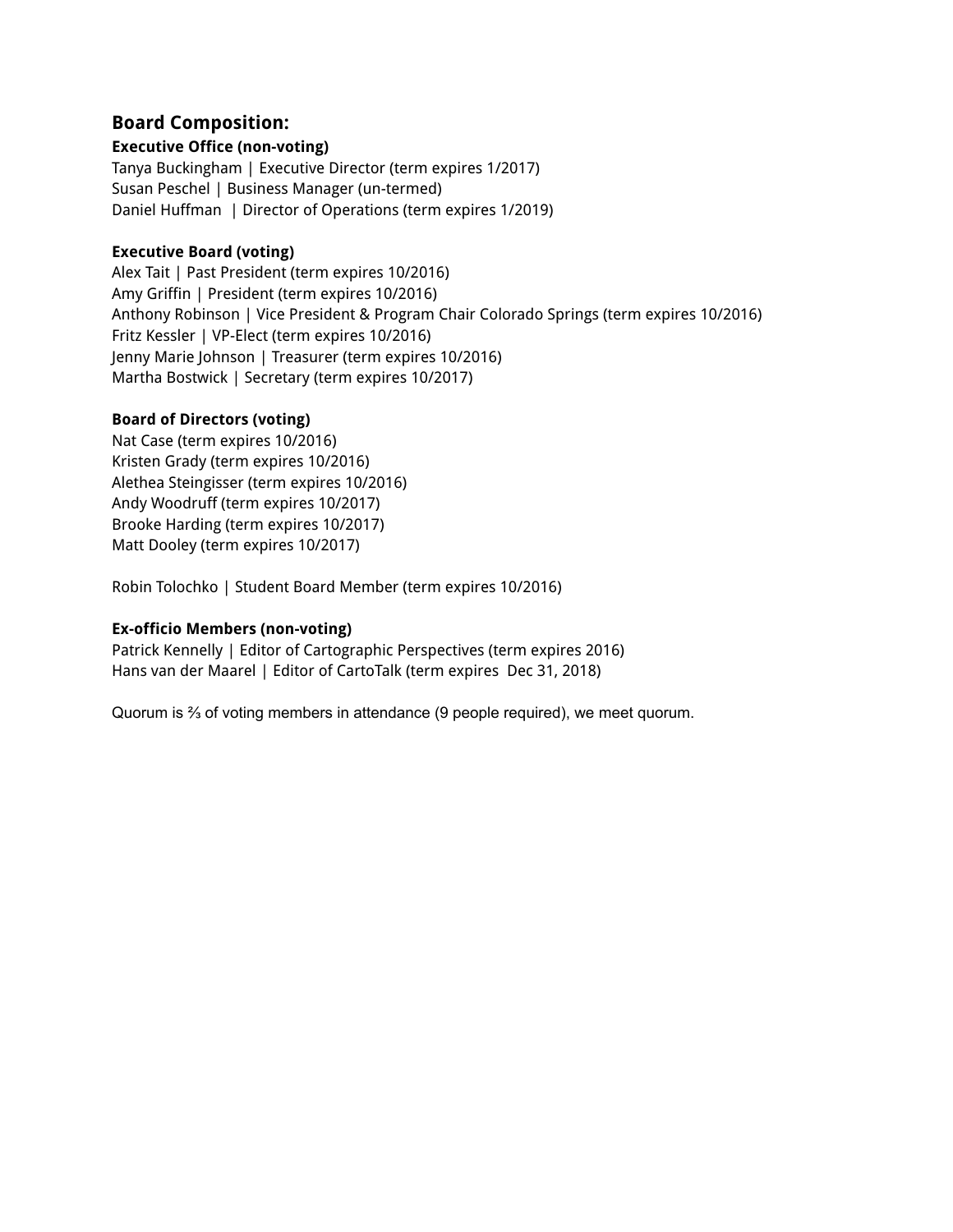## Board Composition:

**Executive Office (non-voting)**

Tanya Buckingham | Executive Director (term expires 1/2017)
Susan Peschel | Business Manager (un-termed)
Daniel Huffman | Director of Operations (term expires 1/2019)

**Executive Board (voting)**

Alex Tait | Past President (term expires 10/2016)
Amy Griffin | President (term expires 10/2016)
Anthony Robinson | Vice President & Program Chair Colorado Springs (term expires 10/2016)
Fritz Kessler | VP-Elect (term expires 10/2016)
Jenny Marie Johnson | Treasurer (term expires 10/2016)
Martha Bostwick | Secretary (term expires 10/2017)

**Board of Directors (voting)**

Nat Case (term expires 10/2016)
Kristen Grady (term expires 10/2016)
Alethea Steingisser (term expires 10/2016)
Andy Woodruff (term expires 10/2017)
Brooke Harding (term expires 10/2017)
Matt Dooley (term expires 10/2017)

Robin Tolochko | Student Board Member (term expires 10/2016)

**Ex-officio Members (non-voting)**

Patrick Kennelly | Editor of Cartographic Perspectives (term expires 2016)
Hans van der Maarel | Editor of CartoTalk (term expires Dec 31, 2018)

Quorum is ⅔ of voting members in attendance (9 people required), we meet quorum.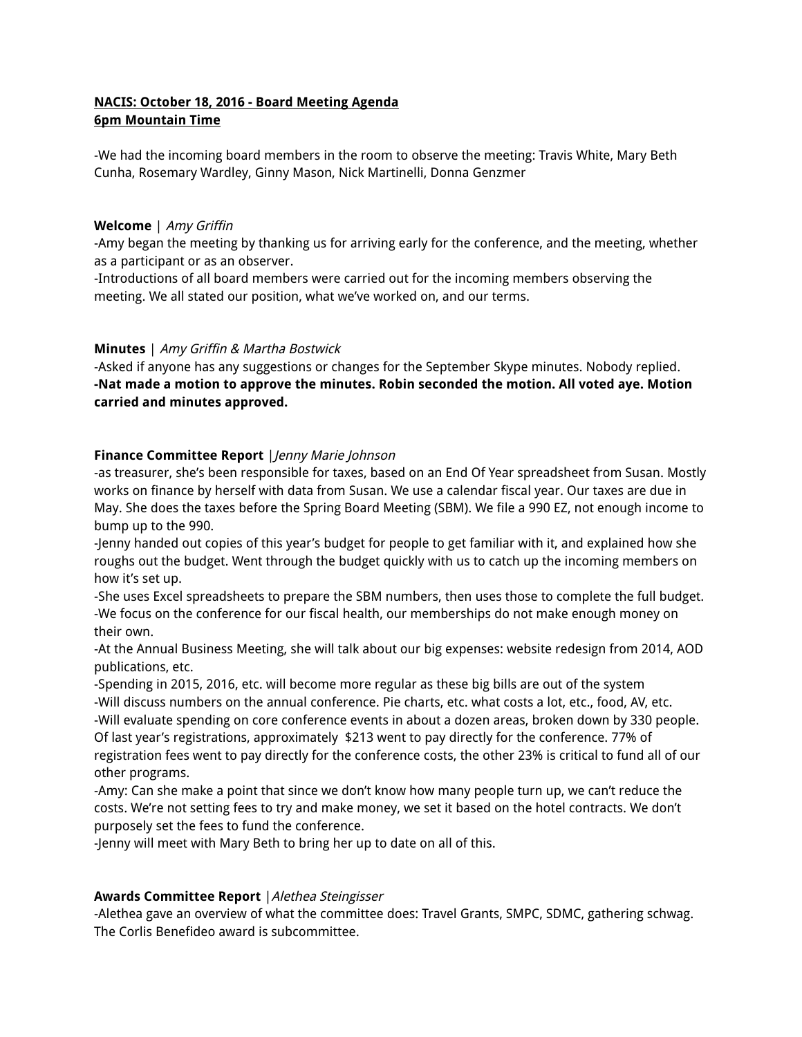**NACIS: October 18, 2016 - Board Meeting Agenda**
**6pm Mountain Time**

-We had the incoming board members in the room to observe the meeting: Travis White, Mary Beth Cunha, Rosemary Wardley, Ginny Mason, Nick Martinelli, Donna Genzmer

**Welcome** | *Amy Griffin*

-Amy began the meeting by thanking us for arriving early for the conference, and the meeting, whether as a participant or as an observer.

-Introductions of all board members were carried out for the incoming members observing the meeting. We all stated our position, what we've worked on, and our terms.

**Minutes** | *Amy Griffin & Martha Bostwick*

-Asked if anyone has any suggestions or changes for the September Skype minutes. Nobody replied.

**-Nat made a motion to approve the minutes. Robin seconded the motion. All voted aye. Motion carried and minutes approved.**

**Finance Committee Report** | *Jenny Marie Johnson*

-as treasurer, she's been responsible for taxes, based on an End Of Year spreadsheet from Susan. Mostly works on finance by herself with data from Susan. We use a calendar fiscal year. Our taxes are due in May. She does the taxes before the Spring Board Meeting (SBM). We file a 990 EZ, not enough income to bump up to the 990.

-Jenny handed out copies of this year's budget for people to get familiar with it, and explained how she roughs out the budget. Went through the budget quickly with us to catch up the incoming members on how it's set up.

-She uses Excel spreadsheets to prepare the SBM numbers, then uses those to complete the full budget.

-We focus on the conference for our fiscal health, our memberships do not make enough money on their own.

-At the Annual Business Meeting, she will talk about our big expenses: website redesign from 2014, AOD publications, etc.

-Spending in 2015, 2016, etc. will become more regular as these big bills are out of the system

-Will discuss numbers on the annual conference. Pie charts, etc. what costs a lot, etc., food, AV, etc.

-Will evaluate spending on core conference events in about a dozen areas, broken down by 330 people. Of last year's registrations, approximately $213 went to pay directly for the conference. 77% of registration fees went to pay directly for the conference costs, the other 23% is critical to fund all of our other programs.

-Amy: Can she make a point that since we don't know how many people turn up, we can't reduce the costs. We're not setting fees to try and make money, we set it based on the hotel contracts. We don't purposely set the fees to fund the conference.

-Jenny will meet with Mary Beth to bring her up to date on all of this.

**Awards Committee Report** | *Alethea Steingisser*

-Alethea gave an overview of what the committee does: Travel Grants, SMPC, SDMC, gathering schwag. The Corlis Benefideo award is subcommittee.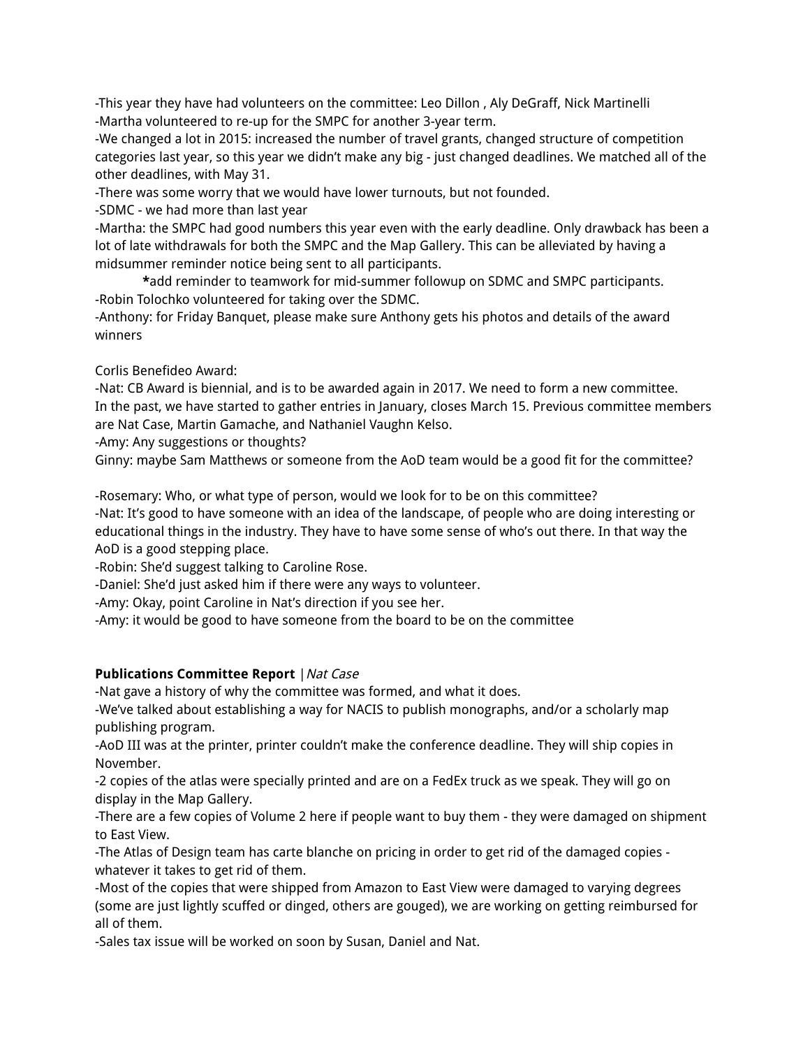-This year they have had volunteers on the committee: Leo Dillon , Aly DeGraff, Nick Martinelli
-Martha volunteered to re-up for the SMPC for another 3-year term.
-We changed a lot in 2015: increased the number of travel grants, changed structure of competition categories last year, so this year we didn't make any big - just changed deadlines. We matched all of the other deadlines, with May 31.
-There was some worry that we would have lower turnouts, but not founded.
-SDMC - we had more than last year
-Martha: the SMPC had good numbers this year even with the early deadline. Only drawback has been a lot of late withdrawals for both the SMPC and the Map Gallery. This can be alleviated by having a midsummer reminder notice being sent to all participants.

   ***add reminder to teamwork for mid-summer followup on SDMC and SMPC participants.**

-Robin Tolochko volunteered for taking over the SDMC.
-Anthony: for Friday Banquet, please make sure Anthony gets his photos and details of the award winners

Corlis Benefideo Award:
-Nat: CB Award is biennial, and is to be awarded again in 2017. We need to form a new committee. In the past, we have started to gather entries in January, closes March 15. Previous committee members are Nat Case, Martin Gamache, and Nathaniel Vaughn Kelso.
-Amy: Any suggestions or thoughts?
Ginny: maybe Sam Matthews or someone from the AoD team would be a good fit for the committee?

-Rosemary: Who, or what type of person, would we look for to be on this committee?
-Nat: It's good to have someone with an idea of the landscape, of people who are doing interesting or educational things in the industry. They have to have some sense of who's out there. In that way the AoD is a good stepping place.
-Robin: She'd suggest talking to Caroline Rose.
-Daniel: She'd just asked him if there were any ways to volunteer.
-Amy: Okay, point Caroline in Nat's direction if you see her.
-Amy: it would be good to have someone from the board to be on the committee

**Publications Committee Report** | *Nat Case*
-Nat gave a history of why the committee was formed, and what it does.
-We've talked about establishing a way for NACIS to publish monographs, and/or a scholarly map publishing program.
-AoD III was at the printer, printer couldn't make the conference deadline. They will ship copies in November.
-2 copies of the atlas were specially printed and are on a FedEx truck as we speak. They will go on display in the Map Gallery.
-There are a few copies of Volume 2 here if people want to buy them - they were damaged on shipment to East View.
-The Atlas of Design team has carte blanche on pricing in order to get rid of the damaged copies - whatever it takes to get rid of them.
-Most of the copies that were shipped from Amazon to East View were damaged to varying degrees (some are just lightly scuffed or dinged, others are gouged), we are working on getting reimbursed for all of them.
-Sales tax issue will be worked on soon by Susan, Daniel and Nat.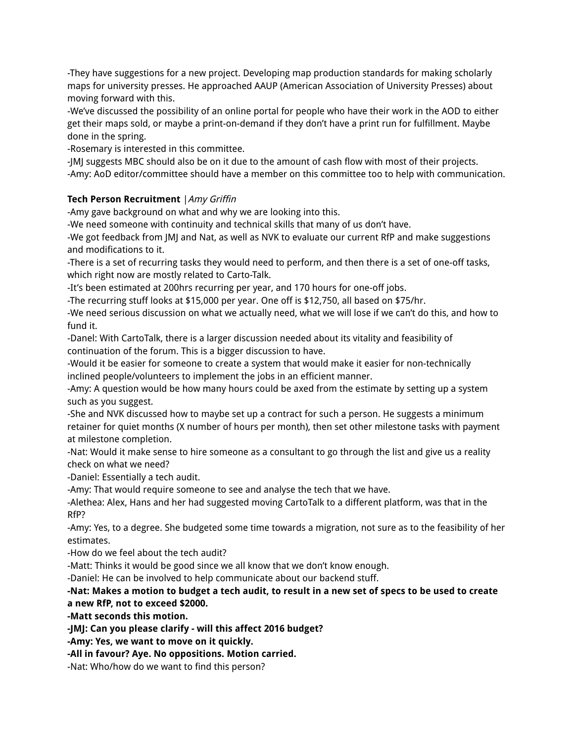-They have suggestions for a new project. Developing map production standards for making scholarly maps for university presses. He approached AAUP (American Association of University Presses) about moving forward with this.
-We've discussed the possibility of an online portal for people who have their work in the AOD to either get their maps sold, or maybe a print-on-demand if they don't have a print run for fulfillment. Maybe done in the spring.
-Rosemary is interested in this committee.
-JMJ suggests MBC should also be on it due to the amount of cash flow with most of their projects.
-Amy: AoD editor/committee should have a member on this committee too to help with communication.

**Tech Person Recruitment** *|Amy Griffin*
-Amy gave background on what and why we are looking into this.
-We need someone with continuity and technical skills that many of us don't have.
-We got feedback from JMJ and Nat, as well as NVK to evaluate our current RfP and make suggestions and modifications to it.
-There is a set of recurring tasks they would need to perform, and then there is a set of one-off tasks, which right now are mostly related to Carto-Talk.
-It's been estimated at 200hrs recurring per year, and 170 hours for one-off jobs.
-The recurring stuff looks at $15,000 per year. One off is $12,750, all based on $75/hr.
-We need serious discussion on what we actually need, what we will lose if we can't do this, and how to fund it.
-Danel: With CartoTalk, there is a larger discussion needed about its vitality and feasibility of continuation of the forum. This is a bigger discussion to have.
-Would it be easier for someone to create a system that would make it easier for non-technically inclined people/volunteers to implement the jobs in an efficient manner.
-Amy: A question would be how many hours could be axed from the estimate by setting up a system such as you suggest.
-She and NVK discussed how to maybe set up a contract for such a person. He suggests a minimum retainer for quiet months (X number of hours per month), then set other milestone tasks with payment at milestone completion.
-Nat: Would it make sense to hire someone as a consultant to go through the list and give us a reality check on what we need?
-Daniel: Essentially a tech audit.
-Amy: That would require someone to see and analyse the tech that we have.
-Alethea: Alex, Hans and her had suggested moving CartoTalk to a different platform, was that in the RfP?
-Amy: Yes, to a degree. She budgeted some time towards a migration, not sure as to the feasibility of her estimates.
-How do we feel about the tech audit?
-Matt: Thinks it would be good since we all know that we don't know enough.
-Daniel: He can be involved to help communicate about our backend stuff.
**-Nat: Makes a motion to budget a tech audit, to result in a new set of specs to be used to create a new RfP, not to exceed $2000.**
**-Matt seconds this motion.**
**-JMJ: Can you please clarify - will this affect 2016 budget?**
**-Amy: Yes, we want to move on it quickly.**
**-All in favour? Aye. No oppositions. Motion carried.**
-Nat: Who/how do we want to find this person?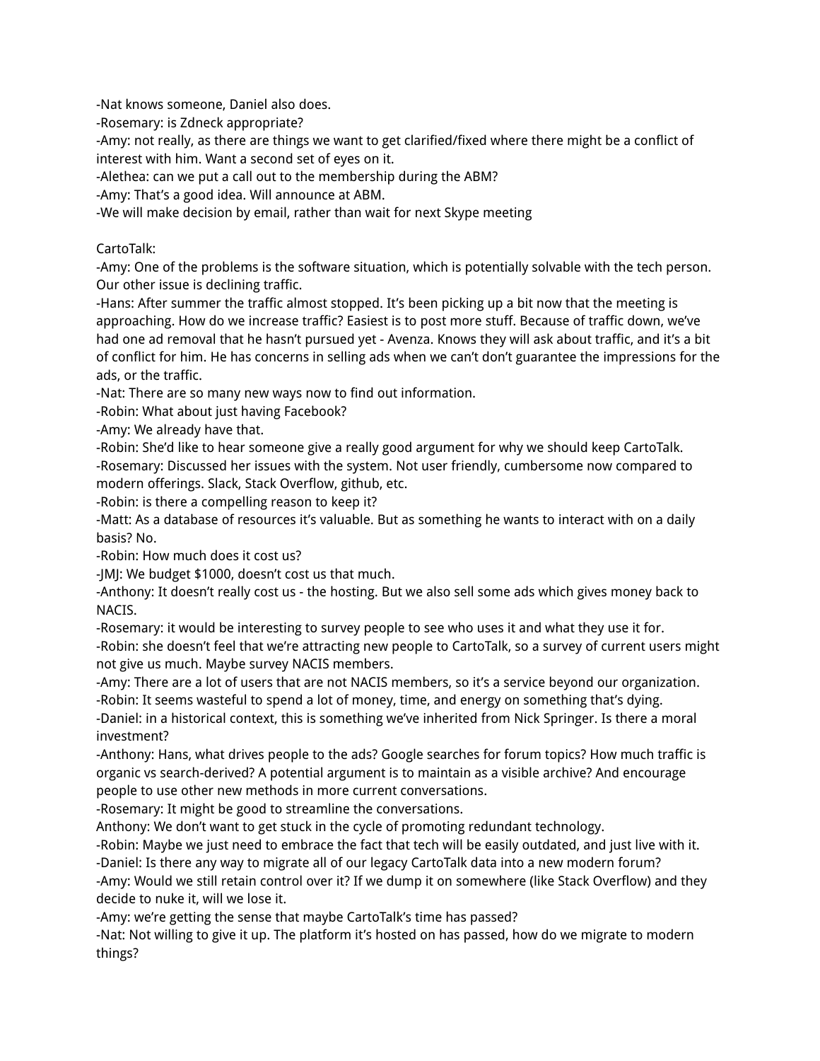-Nat knows someone, Daniel also does.
-Rosemary: is Zdneck appropriate?
-Amy: not really, as there are things we want to get clarified/fixed where there might be a conflict of interest with him. Want a second set of eyes on it.
-Alethea: can we put a call out to the membership during the ABM?
-Amy: That's a good idea. Will announce at ABM.
-We will make decision by email, rather than wait for next Skype meeting

CartoTalk:
-Amy: One of the problems is the software situation, which is potentially solvable with the tech person. Our other issue is declining traffic.
-Hans: After summer the traffic almost stopped. It's been picking up a bit now that the meeting is approaching. How do we increase traffic? Easiest is to post more stuff. Because of traffic down, we've had one ad removal that he hasn't pursued yet - Avenza. Knows they will ask about traffic, and it's a bit of conflict for him. He has concerns in selling ads when we can't don't guarantee the impressions for the ads, or the traffic.
-Nat: There are so many new ways now to find out information.
-Robin: What about just having Facebook?
-Amy: We already have that.
-Robin: She'd like to hear someone give a really good argument for why we should keep CartoTalk.
-Rosemary: Discussed her issues with the system. Not user friendly, cumbersome now compared to modern offerings. Slack, Stack Overflow, github, etc.
-Robin: is there a compelling reason to keep it?
-Matt: As a database of resources it's valuable. But as something he wants to interact with on a daily basis? No.
-Robin: How much does it cost us?
-JMJ: We budget $1000, doesn't cost us that much.
-Anthony: It doesn't really cost us - the hosting. But we also sell some ads which gives money back to NACIS.
-Rosemary: it would be interesting to survey people to see who uses it and what they use it for.
-Robin: she doesn't feel that we're attracting new people to CartoTalk, so a survey of current users might not give us much. Maybe survey NACIS members.
-Amy: There are a lot of users that are not NACIS members, so it's a service beyond our organization.
-Robin: It seems wasteful to spend a lot of money, time, and energy on something that's dying.
-Daniel: in a historical context, this is something we've inherited from Nick Springer. Is there a moral investment?
-Anthony: Hans, what drives people to the ads? Google searches for forum topics? How much traffic is organic vs search-derived? A potential argument is to maintain as a visible archive? And encourage people to use other new methods in more current conversations.
-Rosemary: It might be good to streamline the conversations.
Anthony: We don't want to get stuck in the cycle of promoting redundant technology.
-Robin: Maybe we just need to embrace the fact that tech will be easily outdated, and just live with it.
-Daniel: Is there any way to migrate all of our legacy CartoTalk data into a new modern forum?
-Amy: Would we still retain control over it? If we dump it on somewhere (like Stack Overflow) and they decide to nuke it, will we lose it.
-Amy: we're getting the sense that maybe CartoTalk's time has passed?
-Nat: Not willing to give it up. The platform it's hosted on has passed, how do we migrate to modern things?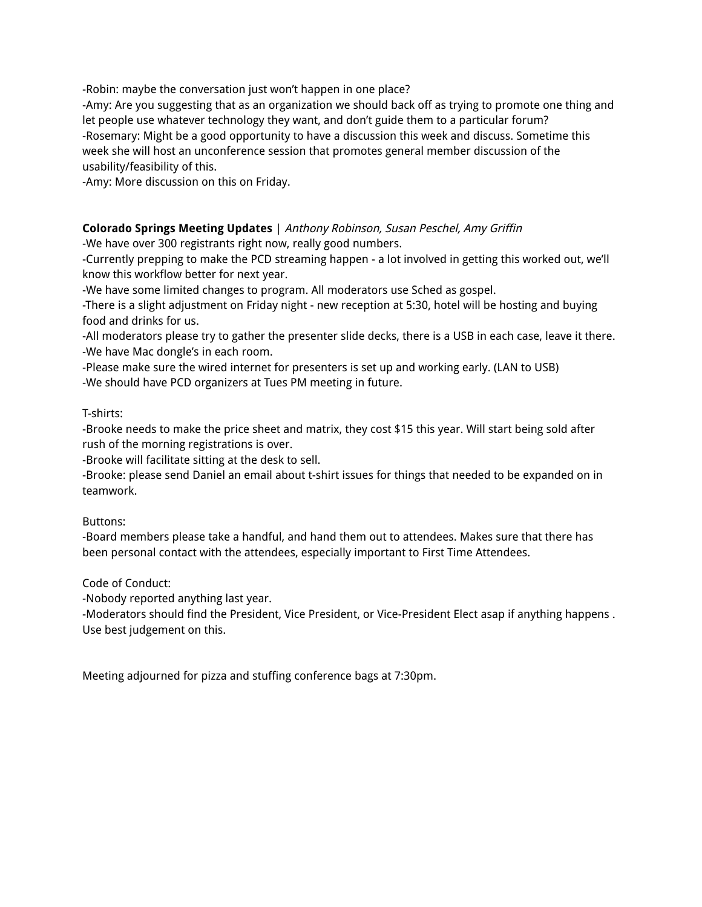-Robin: maybe the conversation just won't happen in one place?
-Amy: Are you suggesting that as an organization we should back off as trying to promote one thing and let people use whatever technology they want, and don't guide them to a particular forum?
-Rosemary: Might be a good opportunity to have a discussion this week and discuss. Sometime this week she will host an unconference session that promotes general member discussion of the usability/feasibility of this.
-Amy: More discussion on this on Friday.

**Colorado Springs Meeting Updates** | *Anthony Robinson, Susan Peschel, Amy Griffin*
-We have over 300 registrants right now, really good numbers.
-Currently prepping to make the PCD streaming happen - a lot involved in getting this worked out, we'll know this workflow better for next year.
-We have some limited changes to program. All moderators use Sched as gospel.
-There is a slight adjustment on Friday night - new reception at 5:30, hotel will be hosting and buying food and drinks for us.
-All moderators please try to gather the presenter slide decks, there is a USB in each case, leave it there.
-We have Mac dongle's in each room.
-Please make sure the wired internet for presenters is set up and working early. (LAN to USB)
-We should have PCD organizers at Tues PM meeting in future.

T-shirts:
-Brooke needs to make the price sheet and matrix, they cost $15 this year. Will start being sold after rush of the morning registrations is over.
-Brooke will facilitate sitting at the desk to sell.
-Brooke: please send Daniel an email about t-shirt issues for things that needed to be expanded on in teamwork.

Buttons:
-Board members please take a handful, and hand them out to attendees. Makes sure that there has been personal contact with the attendees, especially important to First Time Attendees.

Code of Conduct:
-Nobody reported anything last year.
-Moderators should find the President, Vice President, or Vice-President Elect asap if anything happens . Use best judgement on this.

Meeting adjourned for pizza and stuffing conference bags at 7:30pm.